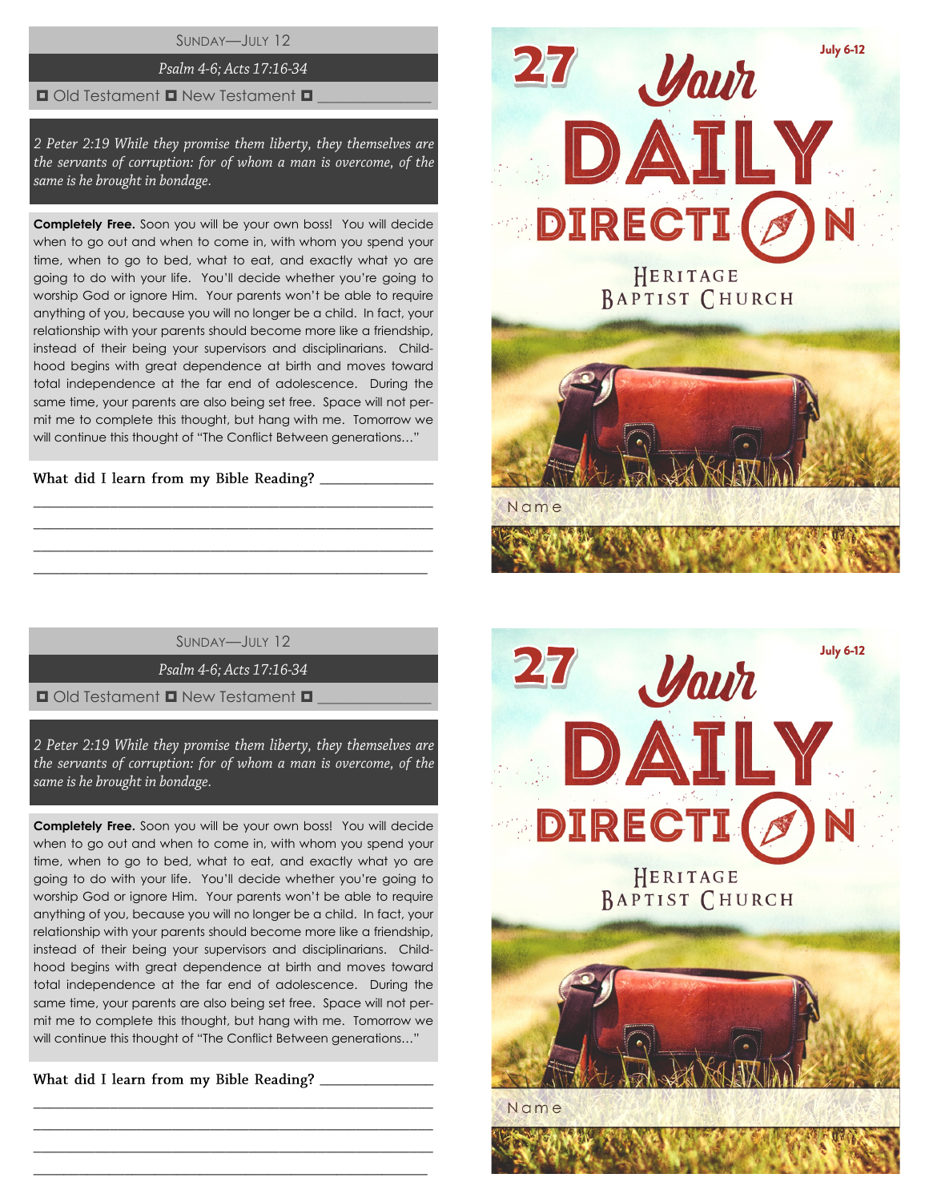SUNDAY—JULY 12

*Psalm 4-6; Acts 17:16-34*

◘ Old Testament ◘ New Testament ◘ _______________

*2 Peter 2:19 While they promise them liberty, they themselves are the servants of corruption: for of whom a man is overcome, of the same is he brought in bondage.*

**Completely Free.** Soon you will be your own boss! You will decide when to go out and when to come in, with whom you spend your time, when to go to bed, what to eat, and exactly what yo are going to do with your life. You'll decide whether you're going to worship God or ignore Him. Your parents won't be able to require anything of you, because you will no longer be a child. In fact, your relationship with your parents should become more like a friendship, instead of their being your supervisors and disciplinarians. Childhood begins with great dependence at birth and moves toward total independence at the far end of adolescence. During the same time, your parents are also being set free. Space will not permit me to complete this thought, but hang with me. Tomorrow we will continue this thought of "The Conflict Between generations…"

What did I learn from my Bible Reading? _______________

________________________________________________

________________________________________________

________________________________________________

________________________________________________

27

July 6-12

# Your DAILY DIRECTION

HERITAGE BAPTIST CHURCH

Name

SUNDAY—JULY 12

*Psalm 4-6; Acts 17:16-34*

◘ Old Testament ◘ New Testament ◘ _______________

*2 Peter 2:19 While they promise them liberty, they themselves are the servants of corruption: for of whom a man is overcome, of the same is he brought in bondage.*

**Completely Free.** Soon you will be your own boss! You will decide when to go out and when to come in, with whom you spend your time, when to go to bed, what to eat, and exactly what yo are going to do with your life. You'll decide whether you're going to worship God or ignore Him. Your parents won't be able to require anything of you, because you will no longer be a child. In fact, your relationship with your parents should become more like a friendship, instead of their being your supervisors and disciplinarians. Childhood begins with great dependence at birth and moves toward total independence at the far end of adolescence. During the same time, your parents are also being set free. Space will not permit me to complete this thought, but hang with me. Tomorrow we will continue this thought of "The Conflict Between generations…"

What did I learn from my Bible Reading? _______________

________________________________________________

________________________________________________

________________________________________________

________________________________________________

27

July 6-12

# Your DAILY DIRECTION

HERITAGE BAPTIST CHURCH

Name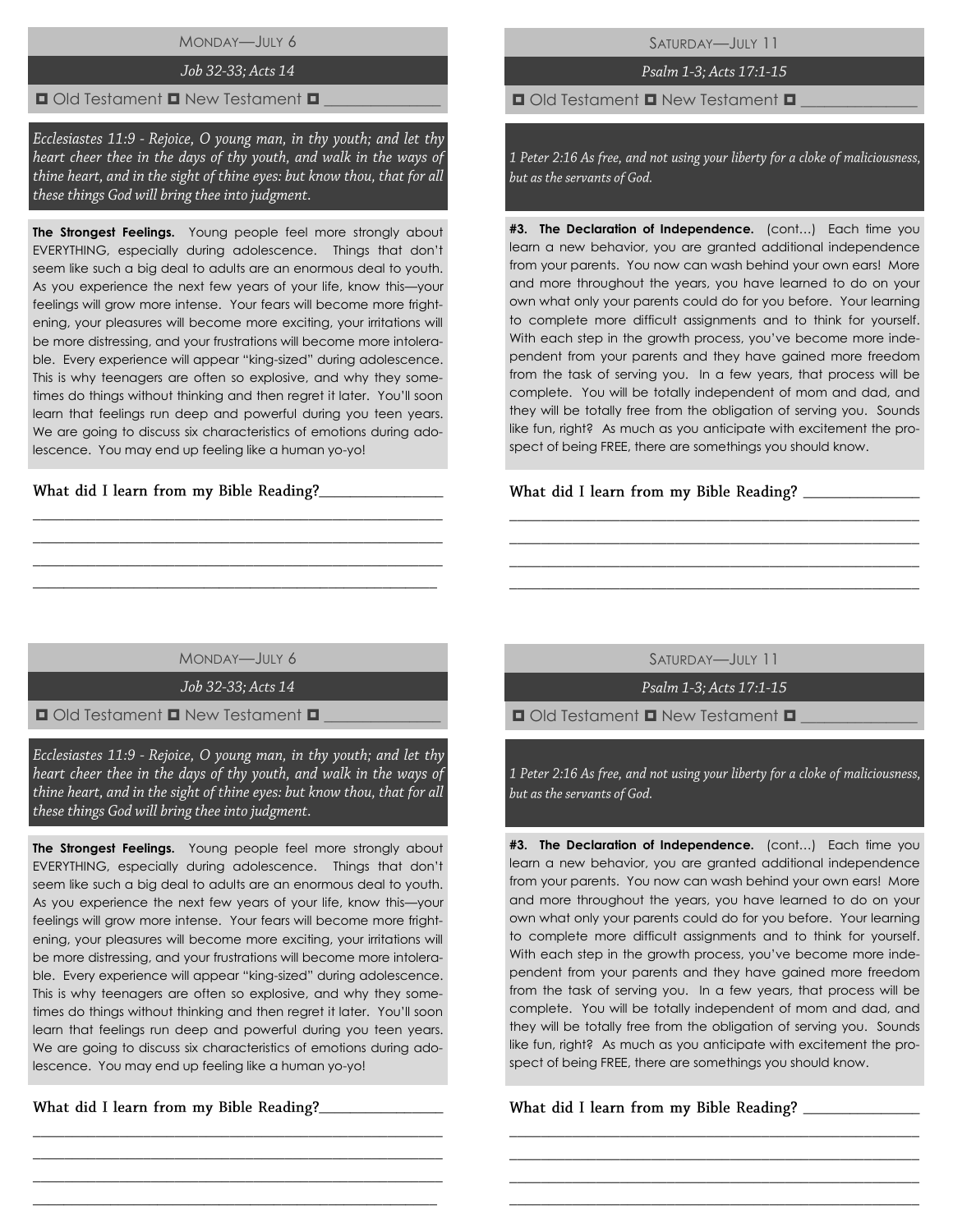## MONDAY—JULY 6

*Job 32-33; Acts 14*

□ Old Testament □ New Testament □ _______________

*Ecclesiastes 11:9 - Rejoice, O young man, in thy youth; and let thy heart cheer thee in the days of thy youth, and walk in the ways of thine heart, and in the sight of thine eyes: but know thou, that for all these things God will bring thee into judgment.*

**The Strongest Feelings.** Young people feel more strongly about EVERYTHING, especially during adolescence. Things that don't seem like such a big deal to adults are an enormous deal to youth. As you experience the next few years of your life, know this—your feelings will grow more intense. Your fears will become more frightening, your pleasures will become more exciting, your irritations will be more distressing, and your frustrations will become more intolerable. Every experience will appear "king-sized" during adolescence. This is why teenagers are often so explosive, and why they sometimes do things without thinking and then regret it later. You'll soon learn that feelings run deep and powerful during you teen years. We are going to discuss six characteristics of emotions during adolescence. You may end up feeling like a human yo-yo!

What did I learn from my Bible Reading?_______________

_______________________________________________

_______________________________________________

_______________________________________________

_______________________________________________

## SATURDAY—JULY 11

*Psalm 1-3; Acts 17:1-15*

□ Old Testament □ New Testament □ _______________

*1 Peter 2:16 As free, and not using your liberty for a cloke of maliciousness, but as the servants of God.*

**#3. The Declaration of Independence.** (cont…) Each time you learn a new behavior, you are granted additional independence from your parents. You now can wash behind your own ears! More and more throughout the years, you have learned to do on your own what only your parents could do for you before. Your learning to complete more difficult assignments and to think for yourself. With each step in the growth process, you've become more independent from your parents and they have gained more freedom from the task of serving you. In a few years, that process will be complete. You will be totally independent of mom and dad, and they will be totally free from the obligation of serving you. Sounds like fun, right? As much as you anticipate with excitement the prospect of being FREE, there are somethings you should know.

What did I learn from my Bible Reading? _______________

_______________________________________________

_______________________________________________

_______________________________________________

_______________________________________________

## MONDAY—JULY 6

*Job 32-33; Acts 14*

□ Old Testament □ New Testament □ _______________

*Ecclesiastes 11:9 - Rejoice, O young man, in thy youth; and let thy heart cheer thee in the days of thy youth, and walk in the ways of thine heart, and in the sight of thine eyes: but know thou, that for all these things God will bring thee into judgment.*

**The Strongest Feelings.** Young people feel more strongly about EVERYTHING, especially during adolescence. Things that don't seem like such a big deal to adults are an enormous deal to youth. As you experience the next few years of your life, know this—your feelings will grow more intense. Your fears will become more frightening, your pleasures will become more exciting, your irritations will be more distressing, and your frustrations will become more intolerable. Every experience will appear "king-sized" during adolescence. This is why teenagers are often so explosive, and why they sometimes do things without thinking and then regret it later. You'll soon learn that feelings run deep and powerful during you teen years. We are going to discuss six characteristics of emotions during adolescence. You may end up feeling like a human yo-yo!

What did I learn from my Bible Reading?_______________

_______________________________________________

_______________________________________________

_______________________________________________

_______________________________________________

## SATURDAY—JULY 11

*Psalm 1-3; Acts 17:1-15*

□ Old Testament □ New Testament □ _______________

*1 Peter 2:16 As free, and not using your liberty for a cloke of maliciousness, but as the servants of God.*

**#3. The Declaration of Independence.** (cont…) Each time you learn a new behavior, you are granted additional independence from your parents. You now can wash behind your own ears! More and more throughout the years, you have learned to do on your own what only your parents could do for you before. Your learning to complete more difficult assignments and to think for yourself. With each step in the growth process, you've become more independent from your parents and they have gained more freedom from the task of serving you. In a few years, that process will be complete. You will be totally independent of mom and dad, and they will be totally free from the obligation of serving you. Sounds like fun, right? As much as you anticipate with excitement the prospect of being FREE, there are somethings you should know.

What did I learn from my Bible Reading? _______________

_______________________________________________

_______________________________________________

_______________________________________________

_______________________________________________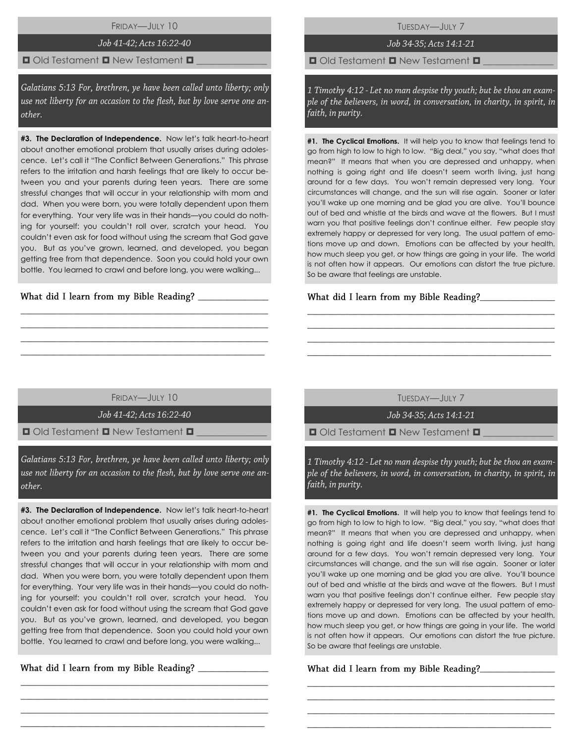## FRIDAY—JULY 10

*Job 41-42; Acts 16:22-40*

◘ Old Testament ◘ New Testament ◘ _______________

*Galatians 5:13 For, brethren, ye have been called unto liberty; only use not liberty for an occasion to the flesh, but by love serve one another.*

**#3. The Declaration of Independence.** Now let's talk heart-to-heart about another emotional problem that usually arises during adolescence. Let's call it "The Conflict Between Generations." This phrase refers to the irritation and harsh feelings that are likely to occur between you and your parents during teen years. There are some stressful changes that will occur in your relationship with mom and dad. When you were born, you were totally dependent upon them for everything. Your very life was in their hands—you could do nothing for yourself: you couldn't roll over, scratch your head. You couldn't even ask for food without using the scream that God gave you. But as you've grown, learned, and developed, you began getting free from that dependence. Soon you could hold your own bottle. You learned to crawl and before long, you were walking...

What did I learn from my Bible Reading? _______________

_______________________________________________

_______________________________________________

_______________________________________________

_______________________________________________

## TUESDAY—JULY 7

*Job 34-35; Acts 14:1-21*

◘ Old Testament ◘ New Testament ◘ _______________

*1 Timothy 4:12 - Let no man despise thy youth; but be thou an example of the believers, in word, in conversation, in charity, in spirit, in faith, in purity.*

**#1. The Cyclical Emotions.** It will help you to know that feelings tend to go from high to low to high to low. "Big deal," you say, "what does that mean?" It means that when you are depressed and unhappy, when nothing is going right and life doesn't seem worth living, just hang around for a few days. You won't remain depressed very long. Your circumstances will change, and the sun will rise again. Sooner or later you'll wake up one morning and be glad you are alive. You'll bounce out of bed and whistle at the birds and wave at the flowers. But I must warn you that positive feelings don't continue either. Few people stay extremely happy or depressed for very long. The usual pattern of emotions move up and down. Emotions can be affected by your health, how much sleep you get, or how things are going in your life. The world is not often how it appears. Our emotions can distort the true picture. So be aware that feelings are unstable.

What did I learn from my Bible Reading?_______________

_______________________________________________

_______________________________________________

_______________________________________________

_______________________________________________

## FRIDAY—JULY 10

*Job 41-42; Acts 16:22-40*

◘ Old Testament ◘ New Testament ◘ _______________

*Galatians 5:13 For, brethren, ye have been called unto liberty; only use not liberty for an occasion to the flesh, but by love serve one another.*

**#3. The Declaration of Independence.** Now let's talk heart-to-heart about another emotional problem that usually arises during adolescence. Let's call it "The Conflict Between Generations." This phrase refers to the irritation and harsh feelings that are likely to occur between you and your parents during teen years. There are some stressful changes that will occur in your relationship with mom and dad. When you were born, you were totally dependent upon them for everything. Your very life was in their hands—you could do nothing for yourself: you couldn't roll over, scratch your head. You couldn't even ask for food without using the scream that God gave you. But as you've grown, learned, and developed, you began getting free from that dependence. Soon you could hold your own bottle. You learned to crawl and before long, you were walking...

What did I learn from my Bible Reading? _______________

_______________________________________________

_______________________________________________

_______________________________________________

_______________________________________________

## TUESDAY—JULY 7

*Job 34-35; Acts 14:1-21*

◘ Old Testament ◘ New Testament ◘ _______________

*1 Timothy 4:12 - Let no man despise thy youth; but be thou an example of the believers, in word, in conversation, in charity, in spirit, in faith, in purity.*

**#1. The Cyclical Emotions.** It will help you to know that feelings tend to go from high to low to high to low. "Big deal," you say, "what does that mean?" It means that when you are depressed and unhappy, when nothing is going right and life doesn't seem worth living, just hang around for a few days. You won't remain depressed very long. Your circumstances will change, and the sun will rise again. Sooner or later you'll wake up one morning and be glad you are alive. You'll bounce out of bed and whistle at the birds and wave at the flowers. But I must warn you that positive feelings don't continue either. Few people stay extremely happy or depressed for very long. The usual pattern of emotions move up and down. Emotions can be affected by your health, how much sleep you get, or how things are going in your life. The world is not often how it appears. Our emotions can distort the true picture. So be aware that feelings are unstable.

What did I learn from my Bible Reading?_______________

_______________________________________________

_______________________________________________

_______________________________________________

_______________________________________________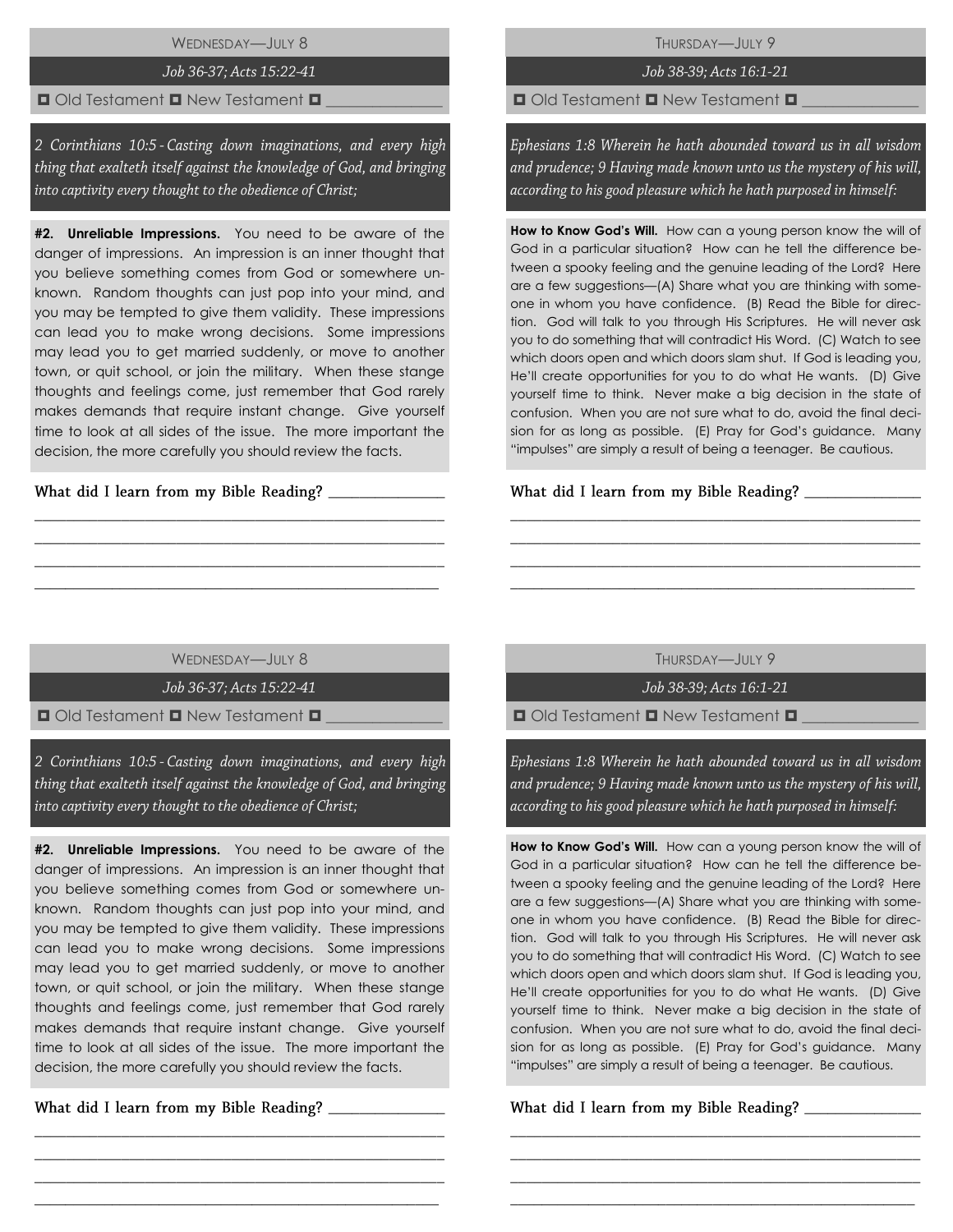## Wednesday—July 8

*Job 36-37; Acts 15:22-41*

◘ Old Testament ◘ New Testament ◘ _______________

*2 Corinthians 10:5 - Casting down imaginations, and every high thing that exalteth itself against the knowledge of God, and bringing into captivity every thought to the obedience of Christ;*

**#2. Unreliable Impressions.** You need to be aware of the danger of impressions. An impression is an inner thought that you believe something comes from God or somewhere unknown. Random thoughts can just pop into your mind, and you may be tempted to give them validity. These impressions can lead you to make wrong decisions. Some impressions may lead you to get married suddenly, or move to another town, or quit school, or join the military. When these stange thoughts and feelings come, just remember that God rarely makes demands that require instant change. Give yourself time to look at all sides of the issue. The more important the decision, the more carefully you should review the facts.

What did I learn from my Bible Reading? _______________

___________________________________________________

___________________________________________________

___________________________________________________

___________________________________________________

## Thursday—July 9

*Job 38-39; Acts 16:1-21*

◘ Old Testament ◘ New Testament ◘ _______________

*Ephesians 1:8 Wherein he hath abounded toward us in all wisdom and prudence; 9 Having made known unto us the mystery of his will, according to his good pleasure which he hath purposed in himself:*

**How to Know God's Will.** How can a young person know the will of God in a particular situation? How can he tell the difference between a spooky feeling and the genuine leading of the Lord? Here are a few suggestions—(A) Share what you are thinking with someone in whom you have confidence. (B) Read the Bible for direction. God will talk to you through His Scriptures. He will never ask you to do something that will contradict His Word. (C) Watch to see which doors open and which doors slam shut. If God is leading you, He'll create opportunities for you to do what He wants. (D) Give yourself time to think. Never make a big decision in the state of confusion. When you are not sure what to do, avoid the final decision for as long as possible. (E) Pray for God's guidance. Many "impulses" are simply a result of being a teenager. Be cautious.

What did I learn from my Bible Reading? _______________

___________________________________________________

___________________________________________________

___________________________________________________

___________________________________________________

## Wednesday—July 8

*Job 36-37; Acts 15:22-41*

◘ Old Testament ◘ New Testament ◘ _______________

*2 Corinthians 10:5 - Casting down imaginations, and every high thing that exalteth itself against the knowledge of God, and bringing into captivity every thought to the obedience of Christ;*

**#2. Unreliable Impressions.** You need to be aware of the danger of impressions. An impression is an inner thought that you believe something comes from God or somewhere unknown. Random thoughts can just pop into your mind, and you may be tempted to give them validity. These impressions can lead you to make wrong decisions. Some impressions may lead you to get married suddenly, or move to another town, or quit school, or join the military. When these stange thoughts and feelings come, just remember that God rarely makes demands that require instant change. Give yourself time to look at all sides of the issue. The more important the decision, the more carefully you should review the facts.

What did I learn from my Bible Reading? _______________

___________________________________________________

___________________________________________________

___________________________________________________

___________________________________________________

## Thursday—July 9

*Job 38-39; Acts 16:1-21*

◘ Old Testament ◘ New Testament ◘ _______________

*Ephesians 1:8 Wherein he hath abounded toward us in all wisdom and prudence; 9 Having made known unto us the mystery of his will, according to his good pleasure which he hath purposed in himself:*

**How to Know God's Will.** How can a young person know the will of God in a particular situation? How can he tell the difference between a spooky feeling and the genuine leading of the Lord? Here are a few suggestions—(A) Share what you are thinking with someone in whom you have confidence. (B) Read the Bible for direction. God will talk to you through His Scriptures. He will never ask you to do something that will contradict His Word. (C) Watch to see which doors open and which doors slam shut. If God is leading you, He'll create opportunities for you to do what He wants. (D) Give yourself time to think. Never make a big decision in the state of confusion. When you are not sure what to do, avoid the final decision for as long as possible. (E) Pray for God's guidance. Many "impulses" are simply a result of being a teenager. Be cautious.

What did I learn from my Bible Reading? _______________

___________________________________________________

___________________________________________________

___________________________________________________

___________________________________________________